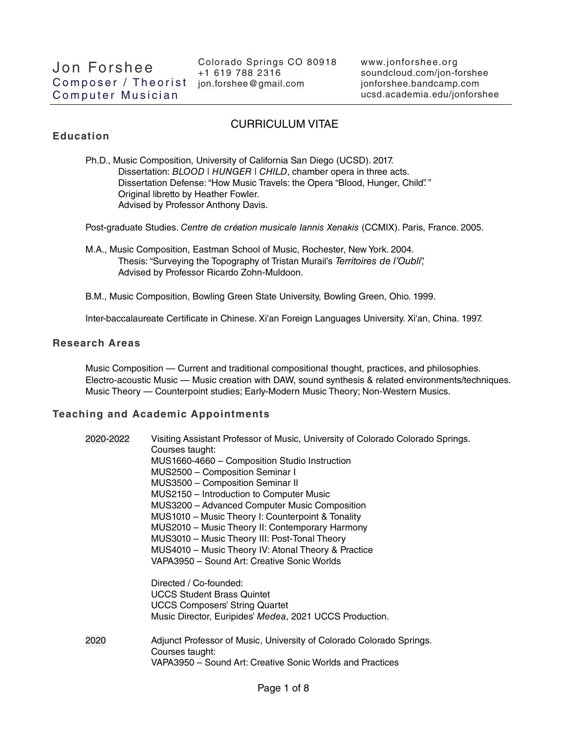# Jon Forshee

**Composer / Theorist**
**Computer Musician**

Colorado Springs CO 80918
+1 619 788 2316
jon.forshee@gmail.com

www.jonforshee.org
soundcloud.com/jon-forshee
jonforshee.bandcamp.com
ucsd.academia.edu/jonforshee

---

## CURRICULUM VITAE

### Education

Ph.D., Music Composition, University of California San Diego (UCSD). 2017.
Dissertation: *BLOOD | HUNGER | CHILD*, chamber opera in three acts.
Dissertation Defense: "How Music Travels: the Opera "Blood, Hunger, Child"."
Original libretto by Heather Fowler.
Advised by Professor Anthony Davis.

Post-graduate Studies. *Centre de création musicale Iannis Xenakis* (CCMIX). Paris, France. 2005.

M.A., Music Composition, Eastman School of Music, Rochester, New York. 2004.
Thesis: "Surveying the Topography of Tristan Murail's *Territoires de l'Oubli*",
Advised by Professor Ricardo Zohn-Muldoon.

B.M., Music Composition, Bowling Green State University, Bowling Green, Ohio. 1999.

Inter-baccalaureate Certificate in Chinese. Xi'an Foreign Languages University. Xi'an, China. 1997.

### Research Areas

Music Composition — Current and traditional compositional thought, practices, and philosophies.
Electro-acoustic Music — Music creation with DAW, sound synthesis & related environments/techniques.
Music Theory — Counterpoint studies; Early-Modern Music Theory; Non-Western Musics.

### Teaching and Academic Appointments

**2020-2022** Visiting Assistant Professor of Music, University of Colorado Colorado Springs.
Courses taught:
MUS1660-4660 – Composition Studio Instruction
MUS2500 – Composition Seminar I
MUS3500 – Composition Seminar II
MUS2150 – Introduction to Computer Music
MUS3200 – Advanced Computer Music Composition
MUS1010 – Music Theory I: Counterpoint & Tonality
MUS2010 – Music Theory II: Contemporary Harmony
MUS3010 – Music Theory III: Post-Tonal Theory
MUS4010 – Music Theory IV: Atonal Theory & Practice
VAPA3950 – Sound Art: Creative Sonic Worlds

Directed / Co-founded:
UCCS Student Brass Quintet
UCCS Composers' String Quartet
Music Director, Euripides' *Medea*, 2021 UCCS Production.

**2020** Adjunct Professor of Music, University of Colorado Colorado Springs.
Courses taught:
VAPA3950 – Sound Art: Creative Sonic Worlds and Practices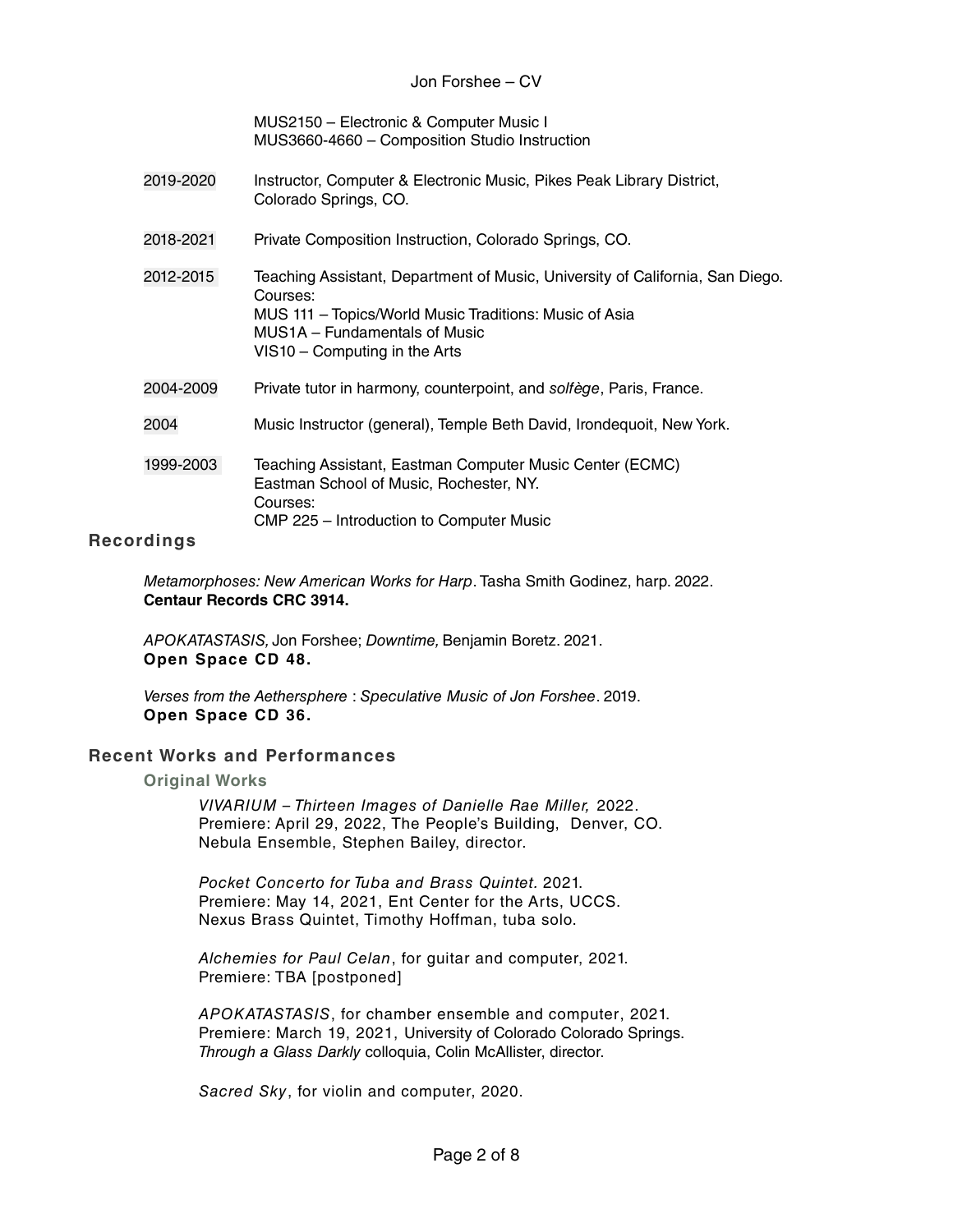MUS2150 – Electronic & Computer Music I
MUS3660-4660 – Composition Studio Instruction

2019-2020 Instructor, Computer & Electronic Music, Pikes Peak Library District, Colorado Springs, CO.

2018-2021 Private Composition Instruction, Colorado Springs, CO.

2012-2015 Teaching Assistant, Department of Music, University of California, San Diego.
Courses:
MUS 111 – Topics/World Music Traditions: Music of Asia
MUS1A – Fundamentals of Music
VIS10 – Computing in the Arts

2004-2009 Private tutor in harmony, counterpoint, and *solfège*, Paris, France.

2004 Music Instructor (general), Temple Beth David, Irondequoit, New York.

1999-2003 Teaching Assistant, Eastman Computer Music Center (ECMC)
Eastman School of Music, Rochester, NY.
Courses:
CMP 225 – Introduction to Computer Music

## Recordings

*Metamorphoses: New American Works for Harp*. Tasha Smith Godinez, harp. 2022.
**Centaur Records CRC 3914.**

*APOKATASTASIS,* Jon Forshee; *Downtime,* Benjamin Boretz. 2021.
**Open Space CD 48.**

*Verses from the Aethersphere* : *Speculative Music of Jon Forshee*. 2019.
**Open Space CD 36.**

## Recent Works and Performances

### Original Works

*VIVARIUM – Thirteen Images of Danielle Rae Miller,* 2022.
Premiere: April 29, 2022, The People's Building, Denver, CO.
Nebula Ensemble, Stephen Bailey, director.

*Pocket Concerto for Tuba and Brass Quintet.* 2021.
Premiere: May 14, 2021, Ent Center for the Arts, UCCS.
Nexus Brass Quintet, Timothy Hoffman, tuba solo.

*Alchemies for Paul Celan*, for guitar and computer, 2021.
Premiere: TBA [postponed]

*APOKATASTASIS*, for chamber ensemble and computer, 2021.
Premiere: March 19, 2021, University of Colorado Colorado Springs.
*Through a Glass Darkly* colloquia, Colin McAllister, director.

*Sacred Sky*, for violin and computer, 2020.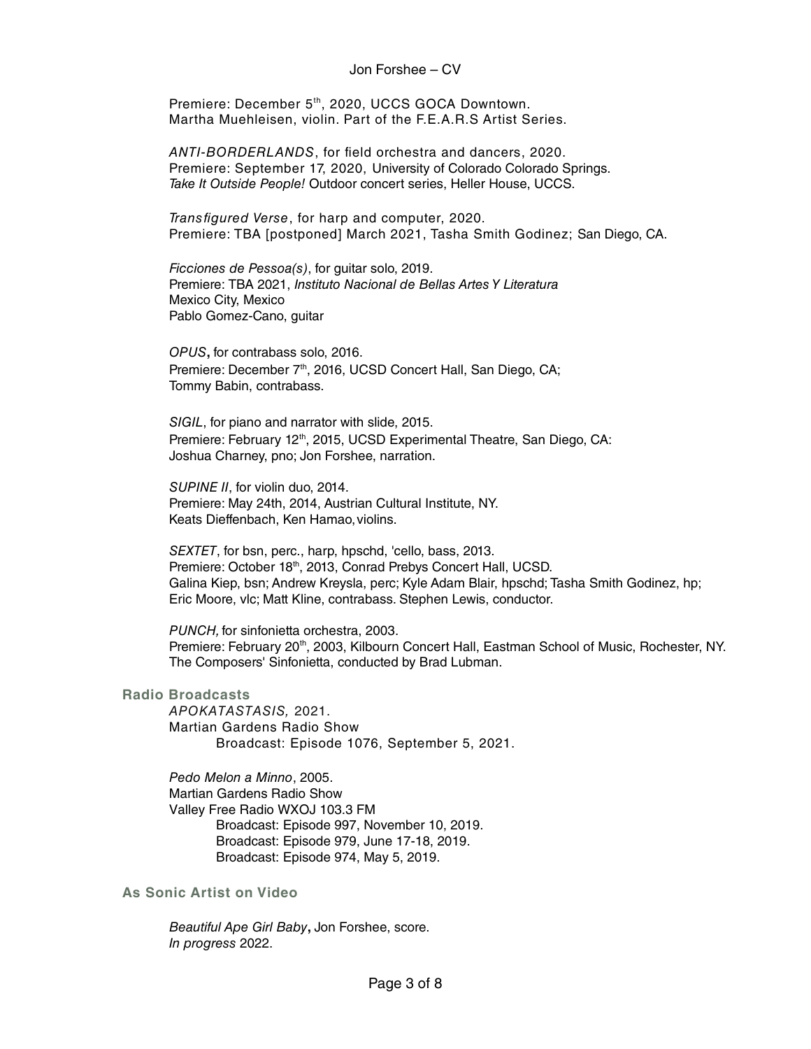Premiere: December 5th, 2020, UCCS GOCA Downtown.
Martha Muehleisen, violin. Part of the F.E.A.R.S Artist Series.

*ANTI-BORDERLANDS*, for field orchestra and dancers, 2020.
Premiere: September 17, 2020, University of Colorado Colorado Springs.
*Take It Outside People!* Outdoor concert series, Heller House, UCCS.

*Transfigured Verse*, for harp and computer, 2020.
Premiere: TBA [postponed] March 2021, Tasha Smith Godinez; San Diego, CA.

*Ficciones de Pessoa(s)*, for guitar solo, 2019.
Premiere: TBA 2021, *Instituto Nacional de Bellas Artes Y Literatura*
Mexico City, Mexico
Pablo Gomez-Cano, guitar

*OPUS*, for contrabass solo, 2016.
Premiere: December 7th, 2016, UCSD Concert Hall, San Diego, CA;
Tommy Babin, contrabass.

*SIGIL*, for piano and narrator with slide, 2015.
Premiere: February 12th, 2015, UCSD Experimental Theatre, San Diego, CA:
Joshua Charney, pno; Jon Forshee, narration.

*SUPINE II*, for violin duo, 2014.
Premiere: May 24th, 2014, Austrian Cultural Institute, NY.
Keats Dieffenbach, Ken Hamao, violins.

*SEXTET*, for bsn, perc., harp, hpschd, 'cello, bass, 2013.
Premiere: October 18th, 2013, Conrad Prebys Concert Hall, UCSD.
Galina Kiep, bsn; Andrew Kreysla, perc; Kyle Adam Blair, hpschd; Tasha Smith Godinez, hp; Eric Moore, vlc; Matt Kline, contrabass. Stephen Lewis, conductor.

*PUNCH,* for sinfonietta orchestra, 2003.
Premiere: February 20th, 2003, Kilbourn Concert Hall, Eastman School of Music, Rochester, NY.
The Composers' Sinfonietta, conducted by Brad Lubman.

### Radio Broadcasts

*APOKATASTASIS,* 2021.
Martian Gardens Radio Show
Broadcast: Episode 1076, September 5, 2021.

*Pedo Melon a Minno*, 2005.
Martian Gardens Radio Show
Valley Free Radio WXOJ 103.3 FM
Broadcast: Episode 997, November 10, 2019.
Broadcast: Episode 979, June 17-18, 2019.
Broadcast: Episode 974, May 5, 2019.

### As Sonic Artist on Video

*Beautiful Ape Girl Baby*, Jon Forshee, score.
*In progress* 2022.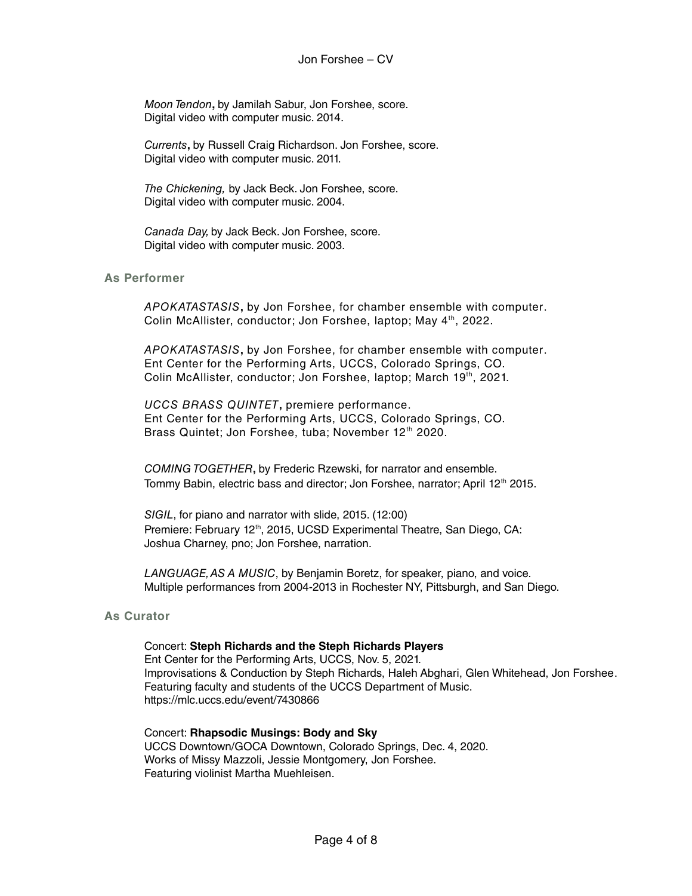*Moon Tendon***,** by Jamilah Sabur, Jon Forshee, score.
Digital video with computer music. 2014.

*Currents***,** by Russell Craig Richardson. Jon Forshee, score.
Digital video with computer music. 2011.

*The Chickening,* by Jack Beck. Jon Forshee, score.
Digital video with computer music. 2004.

*Canada Day,* by Jack Beck. Jon Forshee, score.
Digital video with computer music. 2003.

### As Performer

*APOKATASTASIS***,** by Jon Forshee, for chamber ensemble with computer.
Colin McAllister, conductor; Jon Forshee, laptop; May 4th, 2022.

*APOKATASTASIS***,** by Jon Forshee, for chamber ensemble with computer.
Ent Center for the Performing Arts, UCCS, Colorado Springs, CO.
Colin McAllister, conductor; Jon Forshee, laptop; March 19th, 2021.

*UCCS BRASS QUINTET***,** premiere performance.
Ent Center for the Performing Arts, UCCS, Colorado Springs, CO.
Brass Quintet; Jon Forshee, tuba; November 12th 2020.

*COMING TOGETHER***,** by Frederic Rzewski, for narrator and ensemble.
Tommy Babin, electric bass and director; Jon Forshee, narrator; April 12th 2015.

*SIGIL*, for piano and narrator with slide, 2015. (12:00)
Premiere: February 12th, 2015, UCSD Experimental Theatre, San Diego, CA:
Joshua Charney, pno; Jon Forshee, narration.

*LANGUAGE, AS A MUSIC*, by Benjamin Boretz, for speaker, piano, and voice.
Multiple performances from 2004-2013 in Rochester NY, Pittsburgh, and San Diego.

### As Curator

Concert: **Steph Richards and the Steph Richards Players**
Ent Center for the Performing Arts, UCCS, Nov. 5, 2021.
Improvisations & Conduction by Steph Richards, Haleh Abghari, Glen Whitehead, Jon Forshee.
Featuring faculty and students of the UCCS Department of Music.
https://mlc.uccs.edu/event/7430866

Concert: **Rhapsodic Musings: Body and Sky**
UCCS Downtown/GOCA Downtown, Colorado Springs, Dec. 4, 2020.
Works of Missy Mazzoli, Jessie Montgomery, Jon Forshee.
Featuring violinist Martha Muehleisen.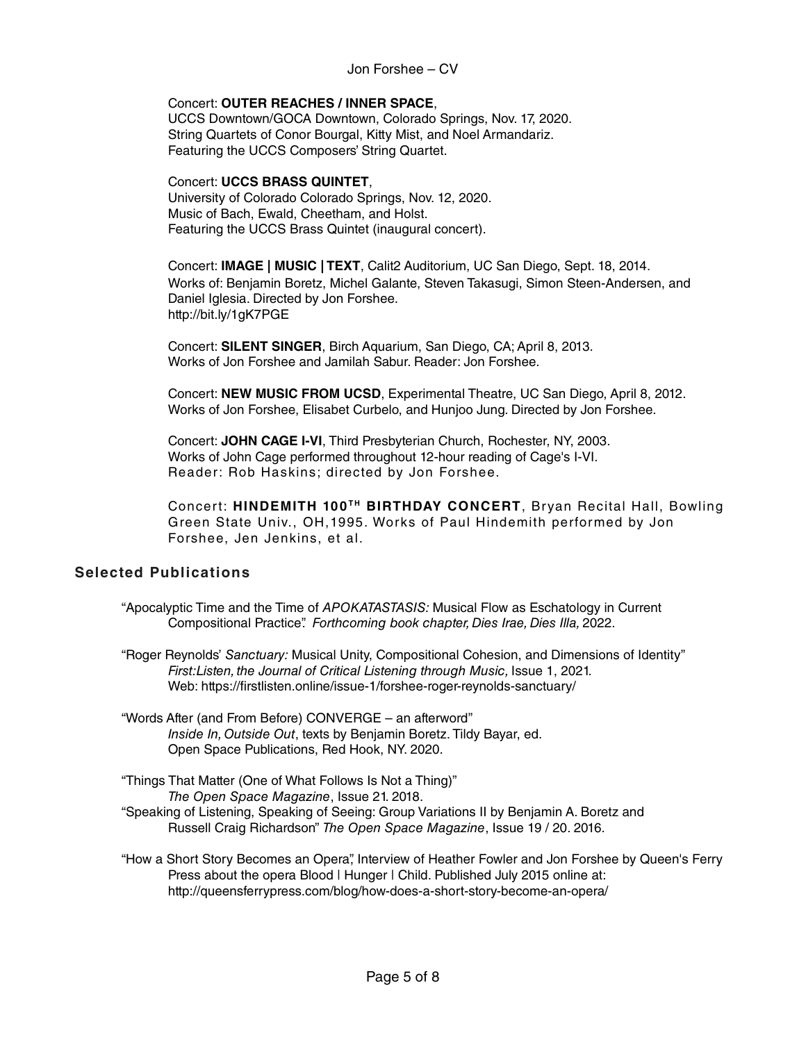Concert: **OUTER REACHES / INNER SPACE**,
UCCS Downtown/GOCA Downtown, Colorado Springs, Nov. 17, 2020.
String Quartets of Conor Bourgal, Kitty Mist, and Noel Armandariz.
Featuring the UCCS Composers' String Quartet.

Concert: **UCCS BRASS QUINTET**,
University of Colorado Colorado Springs, Nov. 12, 2020.
Music of Bach, Ewald, Cheetham, and Holst.
Featuring the UCCS Brass Quintet (inaugural concert).

Concert: **IMAGE | MUSIC | TEXT**, Calit2 Auditorium, UC San Diego, Sept. 18, 2014.
Works of: Benjamin Boretz, Michel Galante, Steven Takasugi, Simon Steen-Andersen, and Daniel Iglesia. Directed by Jon Forshee.
http://bit.ly/1gK7PGE

Concert: **SILENT SINGER**, Birch Aquarium, San Diego, CA; April 8, 2013.
Works of Jon Forshee and Jamilah Sabur. Reader: Jon Forshee.

Concert: **NEW MUSIC FROM UCSD**, Experimental Theatre, UC San Diego, April 8, 2012.
Works of Jon Forshee, Elisabet Curbelo, and Hunjoo Jung. Directed by Jon Forshee.

Concert: **JOHN CAGE I-VI**, Third Presbyterian Church, Rochester, NY, 2003.
Works of John Cage performed throughout 12-hour reading of Cage's I-VI.
Reader: Rob Haskins; directed by Jon Forshee.

Concert: **HINDEMITH 100TH BIRTHDAY CONCERT**, Bryan Recital Hall, Bowling Green State Univ., OH,1995. Works of Paul Hindemith performed by Jon Forshee, Jen Jenkins, et al.

## Selected Publications

"Apocalyptic Time and the Time of *APOKATASTASIS:* Musical Flow as Eschatology in Current Compositional Practice". *Forthcoming book chapter, Dies Irae, Dies Illa,* 2022.

"Roger Reynolds' *Sanctuary:* Musical Unity, Compositional Cohesion, and Dimensions of Identity" *First:Listen, the Journal of Critical Listening through Music,* Issue 1, 2021.
Web: https://firstlisten.online/issue-1/forshee-roger-reynolds-sanctuary/

"Words After (and From Before) CONVERGE – an afterword"
*Inside In, Outside Out*, texts by Benjamin Boretz. Tildy Bayar, ed.
Open Space Publications, Red Hook, NY. 2020.

"Things That Matter (One of What Follows Is Not a Thing)"
*The Open Space Magazine*, Issue 21. 2018.

"Speaking of Listening, Speaking of Seeing: Group Variations II by Benjamin A. Boretz and Russell Craig Richardson" *The Open Space Magazine*, Issue 19 / 20. 2016.

"How a Short Story Becomes an Opera", Interview of Heather Fowler and Jon Forshee by Queen's Ferry Press about the opera Blood | Hunger | Child. Published July 2015 online at:
http://queensferrypress.com/blog/how-does-a-short-story-become-an-opera/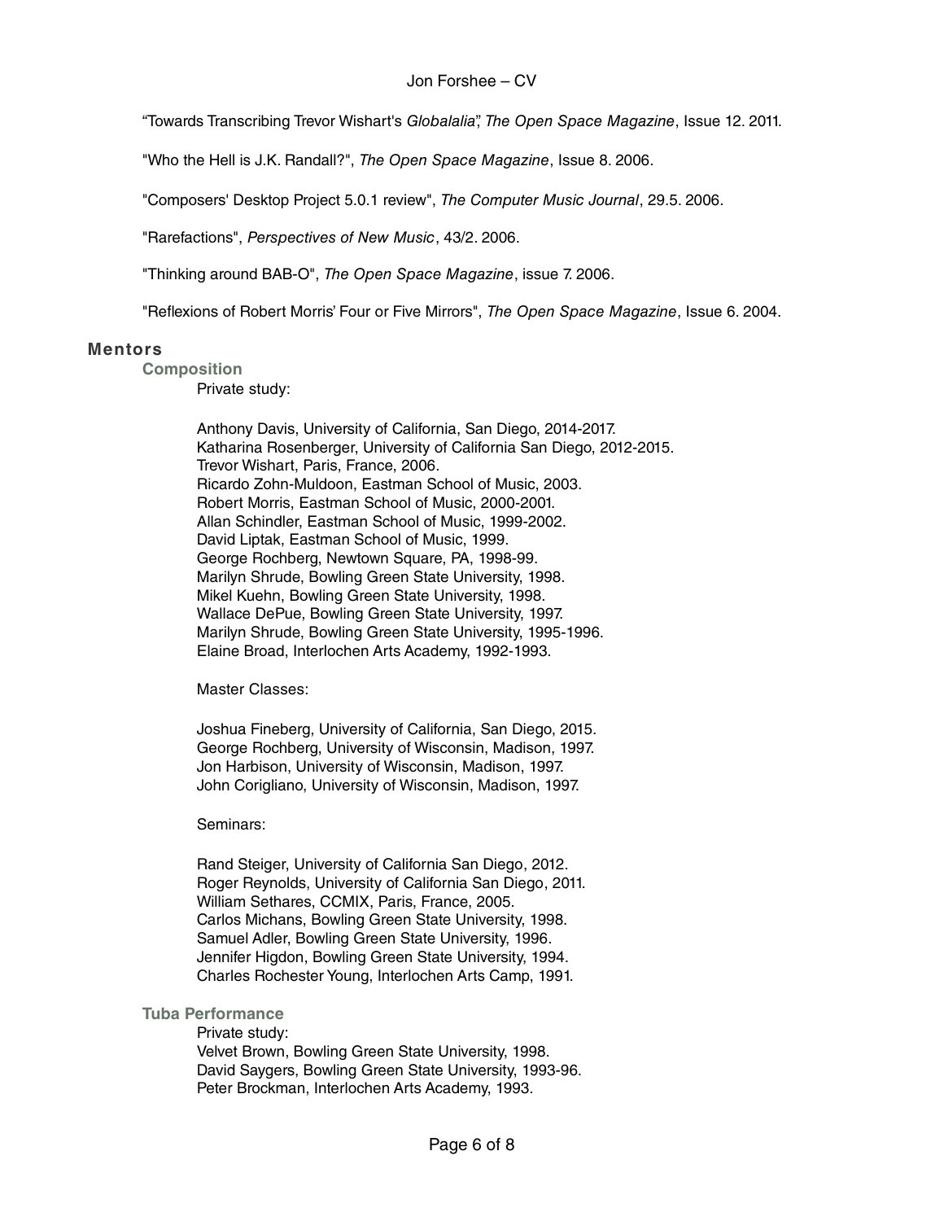"Towards Transcribing Trevor Wishart's *Globalalia*", *The Open Space Magazine*, Issue 12. 2011.

"Who the Hell is J.K. Randall?", *The Open Space Magazine*, Issue 8. 2006.

"Composers' Desktop Project 5.0.1 review", *The Computer Music Journal*, 29.5. 2006.

"Rarefactions", *Perspectives of New Music*, 43/2. 2006.

"Thinking around BAB-O", *The Open Space Magazine*, issue 7. 2006.

"Reflexions of Robert Morris' Four or Five Mirrors", *The Open Space Magazine*, Issue 6. 2004.

## Mentors

### Composition

Private study:

Anthony Davis, University of California, San Diego, 2014-2017.
Katharina Rosenberger, University of California San Diego, 2012-2015.
Trevor Wishart, Paris, France, 2006.
Ricardo Zohn-Muldoon, Eastman School of Music, 2003.
Robert Morris, Eastman School of Music, 2000-2001.
Allan Schindler, Eastman School of Music, 1999-2002.
David Liptak, Eastman School of Music, 1999.
George Rochberg, Newtown Square, PA, 1998-99.
Marilyn Shrude, Bowling Green State University, 1998.
Mikel Kuehn, Bowling Green State University, 1998.
Wallace DePue, Bowling Green State University, 1997.
Marilyn Shrude, Bowling Green State University, 1995-1996.
Elaine Broad, Interlochen Arts Academy, 1992-1993.

Master Classes:

Joshua Fineberg, University of California, San Diego, 2015.
George Rochberg, University of Wisconsin, Madison, 1997.
Jon Harbison, University of Wisconsin, Madison, 1997.
John Corigliano, University of Wisconsin, Madison, 1997.

Seminars:

Rand Steiger, University of California San Diego, 2012.
Roger Reynolds, University of California San Diego, 2011.
William Sethares, CCMIX, Paris, France, 2005.
Carlos Michans, Bowling Green State University, 1998.
Samuel Adler, Bowling Green State University, 1996.
Jennifer Higdon, Bowling Green State University, 1994.
Charles Rochester Young, Interlochen Arts Camp, 1991.

### Tuba Performance

Private study:
Velvet Brown, Bowling Green State University, 1998.
David Saygers, Bowling Green State University, 1993-96.
Peter Brockman, Interlochen Arts Academy, 1993.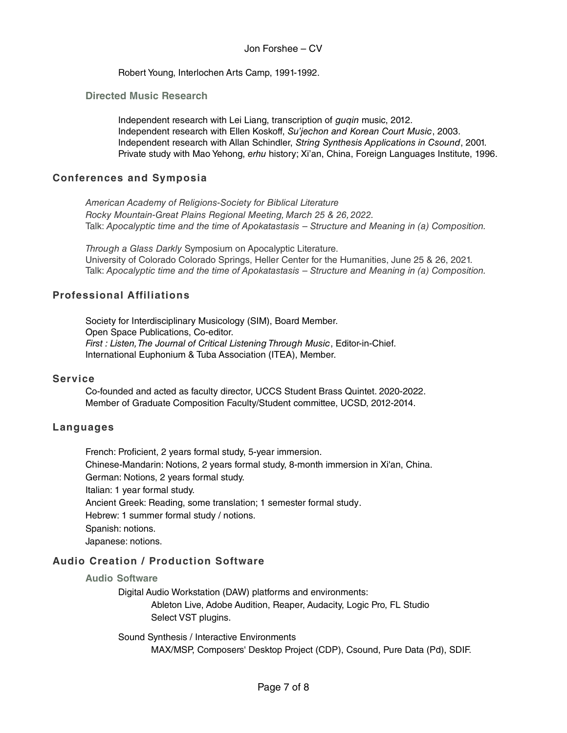Robert Young, Interlochen Arts Camp, 1991-1992.

### Directed Music Research

Independent research with Lei Liang, transcription of *guqin* music, 2012.
Independent research with Ellen Koskoff, *Su'jechon and Korean Court Music*, 2003.
Independent research with Allan Schindler, *String Synthesis Applications in Csound*, 2001.
Private study with Mao Yehong, *erhu* history; Xi'an, China, Foreign Languages Institute, 1996.

## Conferences and Symposia

*American Academy of Religions-Society for Biblical Literature*
*Rocky Mountain-Great Plains Regional Meeting, March 25 & 26, 2022.*
Talk: *Apocalyptic time and the time of Apokatastasis – Structure and Meaning in (a) Composition.*

*Through a Glass Darkly* Symposium on Apocalyptic Literature.
University of Colorado Colorado Springs, Heller Center for the Humanities, June 25 & 26, 2021.
Talk: *Apocalyptic time and the time of Apokatastasis – Structure and Meaning in (a) Composition.*

## Professional Affiliations

Society for Interdisciplinary Musicology (SIM), Board Member.
Open Space Publications, Co-editor.
*First : Listen, The Journal of Critical Listening Through Music*, Editor-in-Chief.
International Euphonium & Tuba Association (ITEA), Member.

## Service

Co-founded and acted as faculty director, UCCS Student Brass Quintet. 2020-2022.
Member of Graduate Composition Faculty/Student committee, UCSD, 2012-2014.

## Languages

French: Proficient, 2 years formal study, 5-year immersion.
Chinese-Mandarin: Notions, 2 years formal study, 8-month immersion in Xi'an, China.
German: Notions, 2 years formal study.
Italian: 1 year formal study.
Ancient Greek: Reading, some translation; 1 semester formal study.
Hebrew: 1 summer formal study / notions.
Spanish: notions.
Japanese: notions.

## Audio Creation / Production Software

### Audio Software

Digital Audio Workstation (DAW) platforms and environments:
Ableton Live, Adobe Audition, Reaper, Audacity, Logic Pro, FL Studio
Select VST plugins.

Sound Synthesis / Interactive Environments
MAX/MSP, Composers' Desktop Project (CDP), Csound, Pure Data (Pd), SDIF.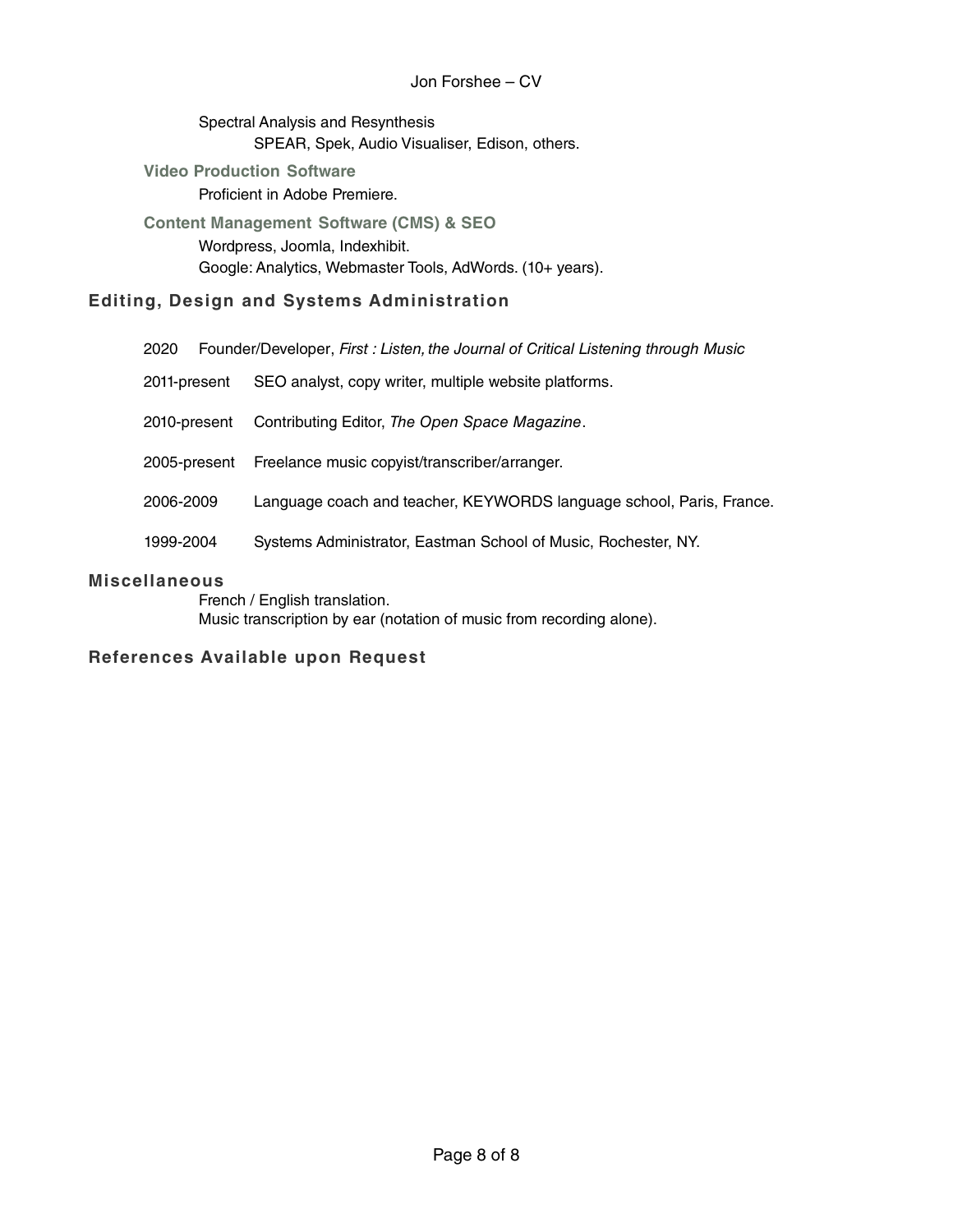Spectral Analysis and Resynthesis

SPEAR, Spek, Audio Visualiser, Edison, others.

### Video Production Software

Proficient in Adobe Premiere.

### Content Management Software (CMS) & SEO

Wordpress, Joomla, Indexhibit.
Google: Analytics, Webmaster Tools, AdWords. (10+ years).

## Editing, Design and Systems Administration

2020 Founder/Developer, *First : Listen, the Journal of Critical Listening through Music*

2011-present SEO analyst, copy writer, multiple website platforms.

2010-present Contributing Editor, *The Open Space Magazine*.

2005-present Freelance music copyist/transcriber/arranger.

2006-2009 Language coach and teacher, KEYWORDS language school, Paris, France.

1999-2004 Systems Administrator, Eastman School of Music, Rochester, NY.

## Miscellaneous

French / English translation.
Music transcription by ear (notation of music from recording alone).

## References Available upon Request